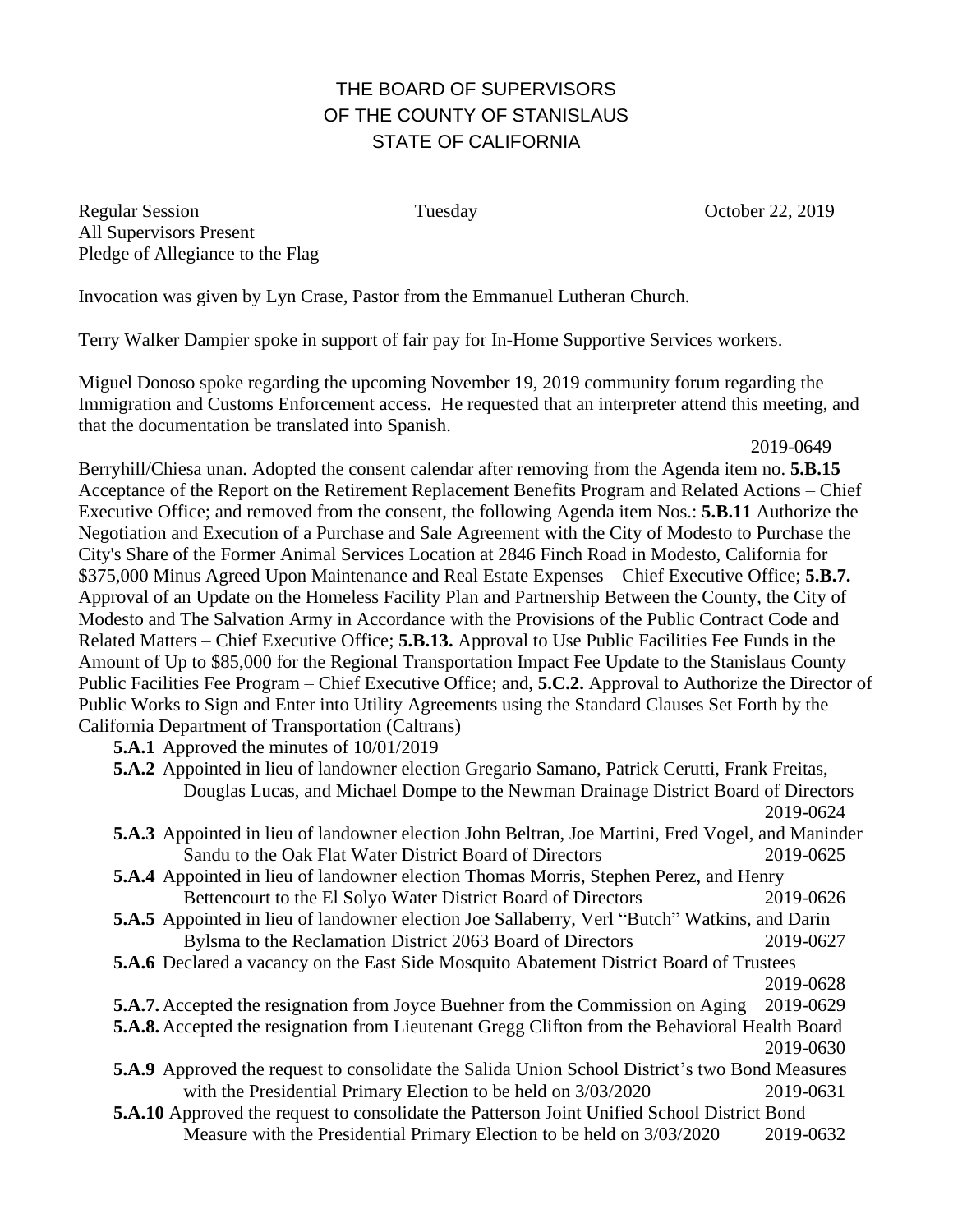# THE BOARD OF SUPERVISORS
# OF THE COUNTY OF STANISLAUS
# STATE OF CALIFORNIA

Regular Session Tuesday October 22, 2019
All Supervisors Present
Pledge of Allegiance to the Flag

Invocation was given by Lyn Crase, Pastor from the Emmanuel Lutheran Church.

Terry Walker Dampier spoke in support of fair pay for In-Home Supportive Services workers.

Miguel Donoso spoke regarding the upcoming November 19, 2019 community forum regarding the Immigration and Customs Enforcement access. He requested that an interpreter attend this meeting, and that the documentation be translated into Spanish.

2019-0649

Berryhill/Chiesa unan. Adopted the consent calendar after removing from the Agenda item no. **5.B.15** Acceptance of the Report on the Retirement Replacement Benefits Program and Related Actions – Chief Executive Office; and removed from the consent, the following Agenda item Nos.: **5.B.11** Authorize the Negotiation and Execution of a Purchase and Sale Agreement with the City of Modesto to Purchase the City's Share of the Former Animal Services Location at 2846 Finch Road in Modesto, California for $375,000 Minus Agreed Upon Maintenance and Real Estate Expenses – Chief Executive Office; **5.B.7.** Approval of an Update on the Homeless Facility Plan and Partnership Between the County, the City of Modesto and The Salvation Army in Accordance with the Provisions of the Public Contract Code and Related Matters – Chief Executive Office; **5.B.13.** Approval to Use Public Facilities Fee Funds in the Amount of Up to $85,000 for the Regional Transportation Impact Fee Update to the Stanislaus County Public Facilities Fee Program – Chief Executive Office; and, **5.C.2.** Approval to Authorize the Director of Public Works to Sign and Enter into Utility Agreements using the Standard Clauses Set Forth by the California Department of Transportation (Caltrans)

- **5.A.1** Approved the minutes of 10/01/2019
- **5.A.2** Appointed in lieu of landowner election Gregario Samano, Patrick Cerutti, Frank Freitas, Douglas Lucas, and Michael Dompe to the Newman Drainage District Board of Directors 2019-0624
- **5.A.3** Appointed in lieu of landowner election John Beltran, Joe Martini, Fred Vogel, and Maninder Sandu to the Oak Flat Water District Board of Directors 2019-0625
- **5.A.4** Appointed in lieu of landowner election Thomas Morris, Stephen Perez, and Henry Bettencourt to the El Solyo Water District Board of Directors 2019-0626
- **5.A.5** Appointed in lieu of landowner election Joe Sallaberry, Verl "Butch" Watkins, and Darin Bylsma to the Reclamation District 2063 Board of Directors 2019-0627
- **5.A.6** Declared a vacancy on the East Side Mosquito Abatement District Board of Trustees 2019-0628
- **5.A.7.** Accepted the resignation from Joyce Buehner from the Commission on Aging 2019-0629
- **5.A.8.** Accepted the resignation from Lieutenant Gregg Clifton from the Behavioral Health Board 2019-0630
- **5.A.9** Approved the request to consolidate the Salida Union School District's two Bond Measures with the Presidential Primary Election to be held on 3/03/2020 2019-0631
- **5.A.10** Approved the request to consolidate the Patterson Joint Unified School District Bond Measure with the Presidential Primary Election to be held on 3/03/2020 2019-0632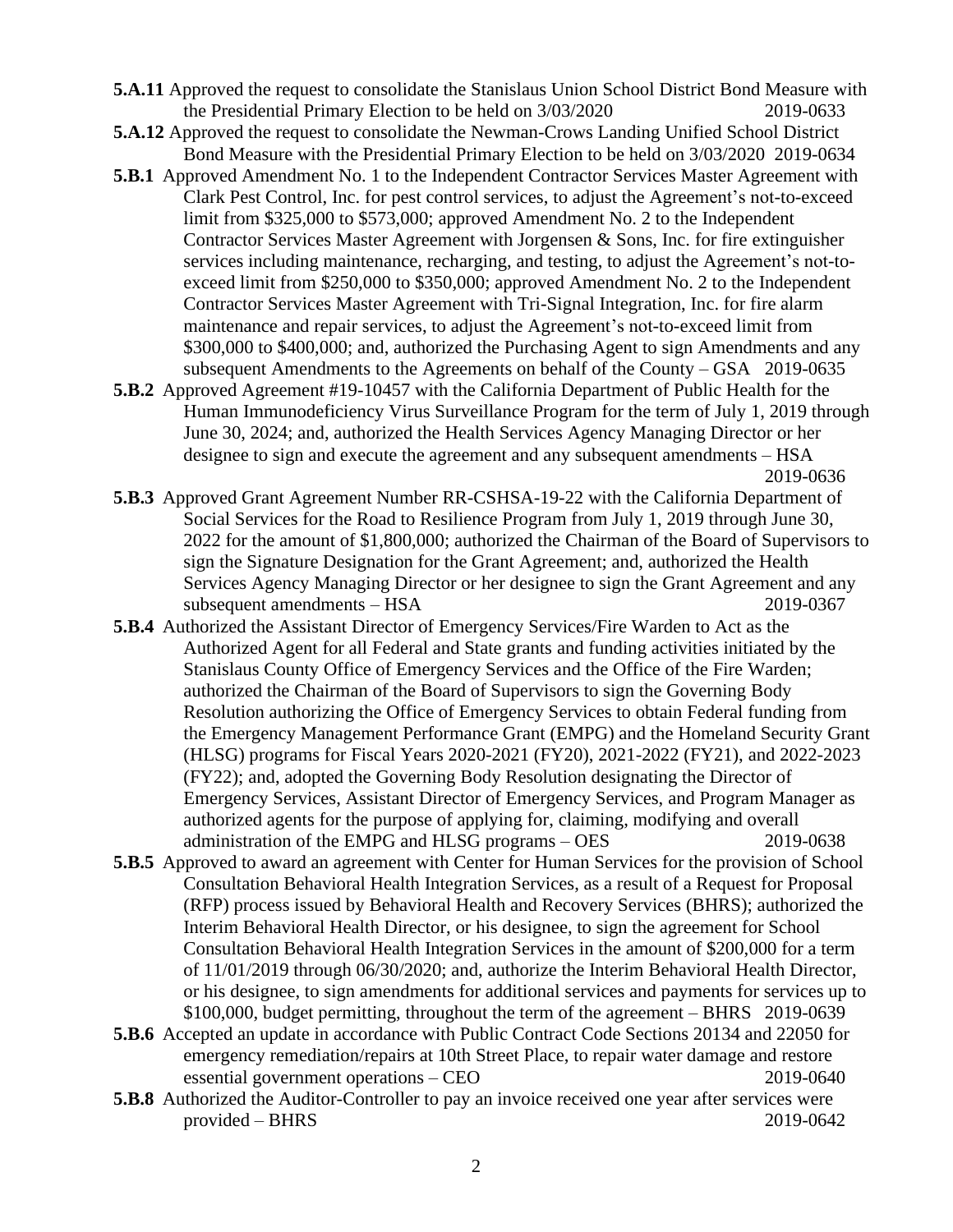**5.A.11** Approved the request to consolidate the Stanislaus Union School District Bond Measure with the Presidential Primary Election to be held on 3/03/2020 2019-0633

**5.A.12** Approved the request to consolidate the Newman-Crows Landing Unified School District Bond Measure with the Presidential Primary Election to be held on 3/03/2020 2019-0634

**5.B.1** Approved Amendment No. 1 to the Independent Contractor Services Master Agreement with Clark Pest Control, Inc. for pest control services, to adjust the Agreement's not-to-exceed limit from $325,000 to $573,000; approved Amendment No. 2 to the Independent Contractor Services Master Agreement with Jorgensen & Sons, Inc. for fire extinguisher services including maintenance, recharging, and testing, to adjust the Agreement's not-to-exceed limit from $250,000 to $350,000; approved Amendment No. 2 to the Independent Contractor Services Master Agreement with Tri-Signal Integration, Inc. for fire alarm maintenance and repair services, to adjust the Agreement's not-to-exceed limit from $300,000 to $400,000; and, authorized the Purchasing Agent to sign Amendments and any subsequent Amendments to the Agreements on behalf of the County – GSA 2019-0635

**5.B.2** Approved Agreement #19-10457 with the California Department of Public Health for the Human Immunodeficiency Virus Surveillance Program for the term of July 1, 2019 through June 30, 2024; and, authorized the Health Services Agency Managing Director or her designee to sign and execute the agreement and any subsequent amendments – HSA 2019-0636

**5.B.3** Approved Grant Agreement Number RR-CSHSA-19-22 with the California Department of Social Services for the Road to Resilience Program from July 1, 2019 through June 30, 2022 for the amount of $1,800,000; authorized the Chairman of the Board of Supervisors to sign the Signature Designation for the Grant Agreement; and, authorized the Health Services Agency Managing Director or her designee to sign the Grant Agreement and any subsequent amendments – HSA 2019-0367

**5.B.4** Authorized the Assistant Director of Emergency Services/Fire Warden to Act as the Authorized Agent for all Federal and State grants and funding activities initiated by the Stanislaus County Office of Emergency Services and the Office of the Fire Warden; authorized the Chairman of the Board of Supervisors to sign the Governing Body Resolution authorizing the Office of Emergency Services to obtain Federal funding from the Emergency Management Performance Grant (EMPG) and the Homeland Security Grant (HLSG) programs for Fiscal Years 2020-2021 (FY20), 2021-2022 (FY21), and 2022-2023 (FY22); and, adopted the Governing Body Resolution designating the Director of Emergency Services, Assistant Director of Emergency Services, and Program Manager as authorized agents for the purpose of applying for, claiming, modifying and overall administration of the EMPG and HLSG programs – OES 2019-0638

**5.B.5** Approved to award an agreement with Center for Human Services for the provision of School Consultation Behavioral Health Integration Services, as a result of a Request for Proposal (RFP) process issued by Behavioral Health and Recovery Services (BHRS); authorized the Interim Behavioral Health Director, or his designee, to sign the agreement for School Consultation Behavioral Health Integration Services in the amount of $200,000 for a term of 11/01/2019 through 06/30/2020; and, authorize the Interim Behavioral Health Director, or his designee, to sign amendments for additional services and payments for services up to $100,000, budget permitting, throughout the term of the agreement – BHRS 2019-0639

**5.B.6** Accepted an update in accordance with Public Contract Code Sections 20134 and 22050 for emergency remediation/repairs at 10th Street Place, to repair water damage and restore essential government operations – CEO 2019-0640

**5.B.8** Authorized the Auditor-Controller to pay an invoice received one year after services were provided – BHRS 2019-0642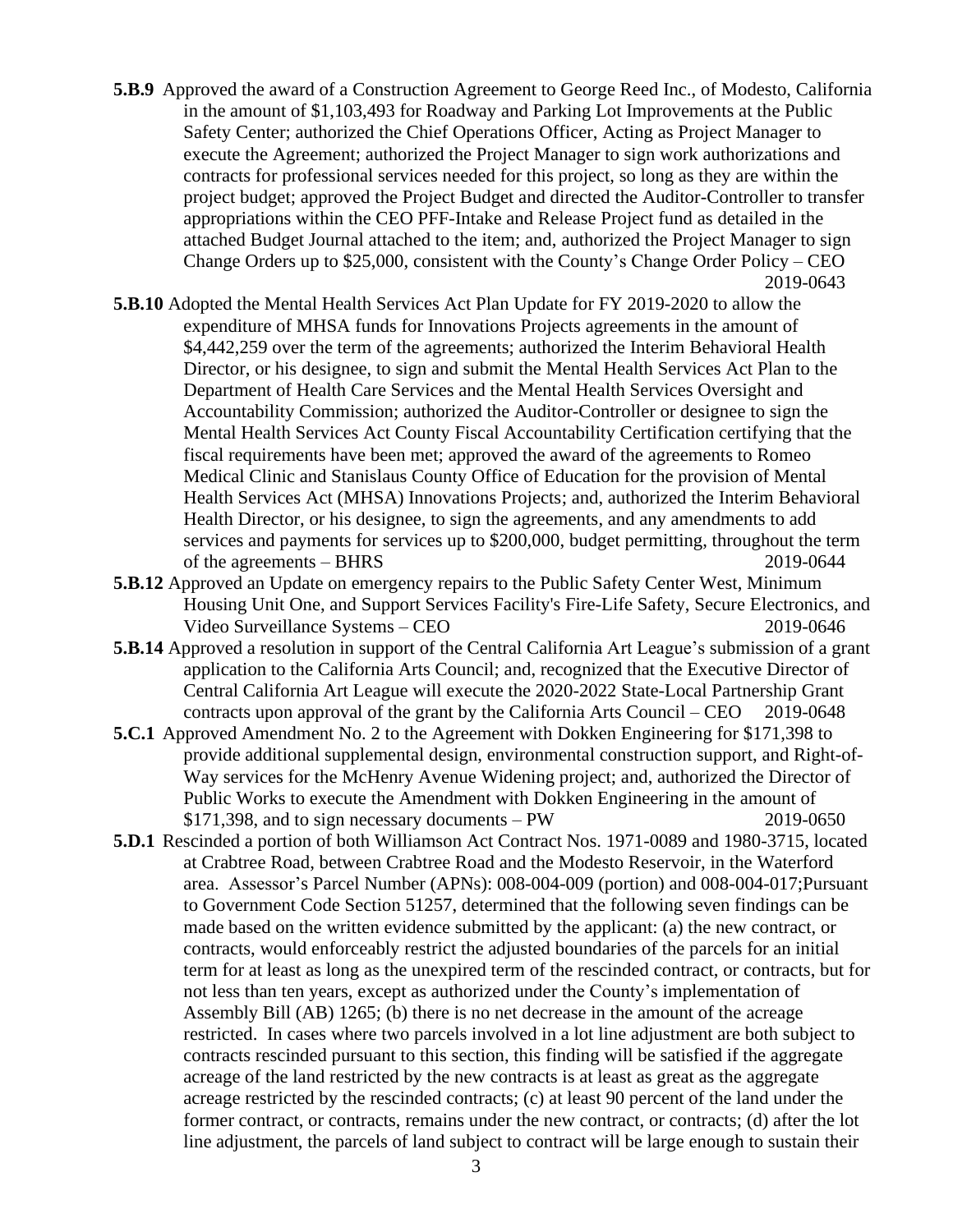**5.B.9** Approved the award of a Construction Agreement to George Reed Inc., of Modesto, California in the amount of $1,103,493 for Roadway and Parking Lot Improvements at the Public Safety Center; authorized the Chief Operations Officer, Acting as Project Manager to execute the Agreement; authorized the Project Manager to sign work authorizations and contracts for professional services needed for this project, so long as they are within the project budget; approved the Project Budget and directed the Auditor-Controller to transfer appropriations within the CEO PFF-Intake and Release Project fund as detailed in the attached Budget Journal attached to the item; and, authorized the Project Manager to sign Change Orders up to $25,000, consistent with the County's Change Order Policy – CEO 2019-0643

**5.B.10** Adopted the Mental Health Services Act Plan Update for FY 2019-2020 to allow the expenditure of MHSA funds for Innovations Projects agreements in the amount of $4,442,259 over the term of the agreements; authorized the Interim Behavioral Health Director, or his designee, to sign and submit the Mental Health Services Act Plan to the Department of Health Care Services and the Mental Health Services Oversight and Accountability Commission; authorized the Auditor-Controller or designee to sign the Mental Health Services Act County Fiscal Accountability Certification certifying that the fiscal requirements have been met; approved the award of the agreements to Romeo Medical Clinic and Stanislaus County Office of Education for the provision of Mental Health Services Act (MHSA) Innovations Projects; and, authorized the Interim Behavioral Health Director, or his designee, to sign the agreements, and any amendments to add services and payments for services up to $200,000, budget permitting, throughout the term of the agreements – BHRS 2019-0644

**5.B.12** Approved an Update on emergency repairs to the Public Safety Center West, Minimum Housing Unit One, and Support Services Facility's Fire-Life Safety, Secure Electronics, and Video Surveillance Systems – CEO 2019-0646

**5.B.14** Approved a resolution in support of the Central California Art League's submission of a grant application to the California Arts Council; and, recognized that the Executive Director of Central California Art League will execute the 2020-2022 State-Local Partnership Grant contracts upon approval of the grant by the California Arts Council – CEO 2019-0648

**5.C.1** Approved Amendment No. 2 to the Agreement with Dokken Engineering for $171,398 to provide additional supplemental design, environmental construction support, and Right-of-Way services for the McHenry Avenue Widening project; and, authorized the Director of Public Works to execute the Amendment with Dokken Engineering in the amount of $171,398, and to sign necessary documents – PW 2019-0650

**5.D.1** Rescinded a portion of both Williamson Act Contract Nos. 1971-0089 and 1980-3715, located at Crabtree Road, between Crabtree Road and the Modesto Reservoir, in the Waterford area. Assessor's Parcel Number (APNs): 008-004-009 (portion) and 008-004-017;Pursuant to Government Code Section 51257, determined that the following seven findings can be made based on the written evidence submitted by the applicant: (a) the new contract, or contracts, would enforceably restrict the adjusted boundaries of the parcels for an initial term for at least as long as the unexpired term of the rescinded contract, or contracts, but for not less than ten years, except as authorized under the County's implementation of Assembly Bill (AB) 1265; (b) there is no net decrease in the amount of the acreage restricted. In cases where two parcels involved in a lot line adjustment are both subject to contracts rescinded pursuant to this section, this finding will be satisfied if the aggregate acreage of the land restricted by the new contracts is at least as great as the aggregate acreage restricted by the rescinded contracts; (c) at least 90 percent of the land under the former contract, or contracts, remains under the new contract, or contracts; (d) after the lot line adjustment, the parcels of land subject to contract will be large enough to sustain their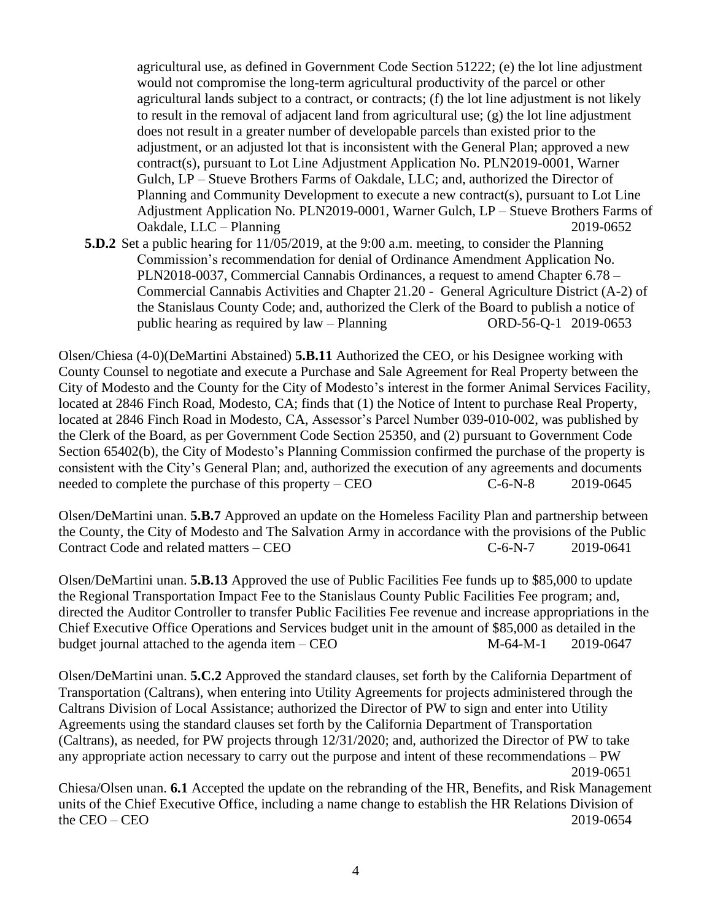agricultural use, as defined in Government Code Section 51222; (e) the lot line adjustment would not compromise the long-term agricultural productivity of the parcel or other agricultural lands subject to a contract, or contracts; (f) the lot line adjustment is not likely to result in the removal of adjacent land from agricultural use; (g) the lot line adjustment does not result in a greater number of developable parcels than existed prior to the adjustment, or an adjusted lot that is inconsistent with the General Plan; approved a new contract(s), pursuant to Lot Line Adjustment Application No. PLN2019-0001, Warner Gulch, LP – Stueve Brothers Farms of Oakdale, LLC; and, authorized the Director of Planning and Community Development to execute a new contract(s), pursuant to Lot Line Adjustment Application No. PLN2019-0001, Warner Gulch, LP – Stueve Brothers Farms of Oakdale, LLC – Planning 2019-0652

**5.D.2** Set a public hearing for 11/05/2019, at the 9:00 a.m. meeting, to consider the Planning Commission's recommendation for denial of Ordinance Amendment Application No. PLN2018-0037, Commercial Cannabis Ordinances, a request to amend Chapter 6.78 – Commercial Cannabis Activities and Chapter 21.20 - General Agriculture District (A-2) of the Stanislaus County Code; and, authorized the Clerk of the Board to publish a notice of public hearing as required by law – Planning ORD-56-Q-1 2019-0653

Olsen/Chiesa (4-0)(DeMartini Abstained) **5.B.11** Authorized the CEO, or his Designee working with County Counsel to negotiate and execute a Purchase and Sale Agreement for Real Property between the City of Modesto and the County for the City of Modesto's interest in the former Animal Services Facility, located at 2846 Finch Road, Modesto, CA; finds that (1) the Notice of Intent to purchase Real Property, located at 2846 Finch Road in Modesto, CA, Assessor's Parcel Number 039-010-002, was published by the Clerk of the Board, as per Government Code Section 25350, and (2) pursuant to Government Code Section 65402(b), the City of Modesto's Planning Commission confirmed the purchase of the property is consistent with the City's General Plan; and, authorized the execution of any agreements and documents needed to complete the purchase of this property – CEO C-6-N-8 2019-0645

Olsen/DeMartini unan. **5.B.7** Approved an update on the Homeless Facility Plan and partnership between the County, the City of Modesto and The Salvation Army in accordance with the provisions of the Public Contract Code and related matters – CEO C-6-N-7 2019-0641

Olsen/DeMartini unan. **5.B.13** Approved the use of Public Facilities Fee funds up to $85,000 to update the Regional Transportation Impact Fee to the Stanislaus County Public Facilities Fee program; and, directed the Auditor Controller to transfer Public Facilities Fee revenue and increase appropriations in the Chief Executive Office Operations and Services budget unit in the amount of $85,000 as detailed in the budget journal attached to the agenda item – CEO M-64-M-1 2019-0647

Olsen/DeMartini unan. **5.C.2** Approved the standard clauses, set forth by the California Department of Transportation (Caltrans), when entering into Utility Agreements for projects administered through the Caltrans Division of Local Assistance; authorized the Director of PW to sign and enter into Utility Agreements using the standard clauses set forth by the California Department of Transportation (Caltrans), as needed, for PW projects through 12/31/2020; and, authorized the Director of PW to take any appropriate action necessary to carry out the purpose and intent of these recommendations – PW 2019-0651

Chiesa/Olsen unan. **6.1** Accepted the update on the rebranding of the HR, Benefits, and Risk Management units of the Chief Executive Office, including a name change to establish the HR Relations Division of the CEO – CEO 2019-0654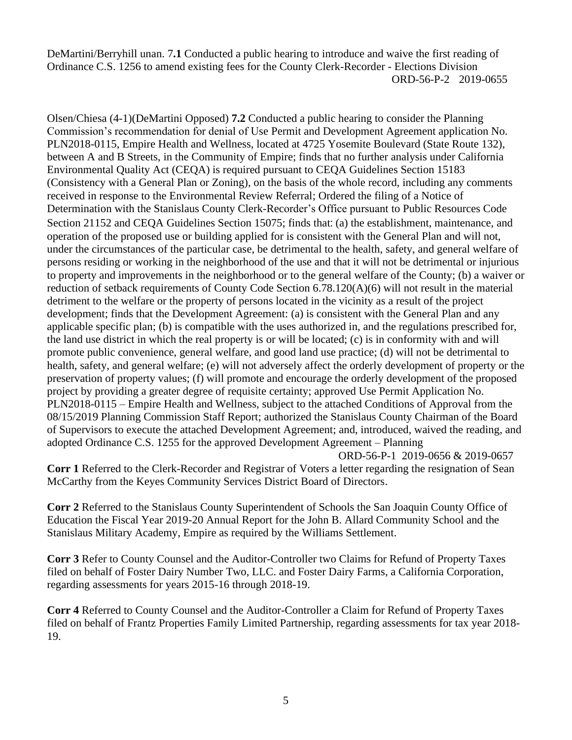DeMartini/Berryhill unan. 7**.1** Conducted a public hearing to introduce and waive the first reading of Ordinance C.S. 1256 to amend existing fees for the County Clerk-Recorder - Elections Division
ORD-56-P-2 2019-0655

Olsen/Chiesa (4-1)(DeMartini Opposed) **7.2** Conducted a public hearing to consider the Planning Commission's recommendation for denial of Use Permit and Development Agreement application No. PLN2018-0115, Empire Health and Wellness, located at 4725 Yosemite Boulevard (State Route 132), between A and B Streets, in the Community of Empire; finds that no further analysis under California Environmental Quality Act (CEQA) is required pursuant to CEQA Guidelines Section 15183 (Consistency with a General Plan or Zoning), on the basis of the whole record, including any comments received in response to the Environmental Review Referral; Ordered the filing of a Notice of Determination with the Stanislaus County Clerk-Recorder's Office pursuant to Public Resources Code Section 21152 and CEQA Guidelines Section 15075; finds that: (a) the establishment, maintenance, and operation of the proposed use or building applied for is consistent with the General Plan and will not, under the circumstances of the particular case, be detrimental to the health, safety, and general welfare of persons residing or working in the neighborhood of the use and that it will not be detrimental or injurious to property and improvements in the neighborhood or to the general welfare of the County; (b) a waiver or reduction of setback requirements of County Code Section 6.78.120(A)(6) will not result in the material detriment to the welfare or the property of persons located in the vicinity as a result of the project development; finds that the Development Agreement: (a) is consistent with the General Plan and any applicable specific plan; (b) is compatible with the uses authorized in, and the regulations prescribed for, the land use district in which the real property is or will be located; (c) is in conformity with and will promote public convenience, general welfare, and good land use practice; (d) will not be detrimental to health, safety, and general welfare; (e) will not adversely affect the orderly development of property or the preservation of property values; (f) will promote and encourage the orderly development of the proposed project by providing a greater degree of requisite certainty; approved Use Permit Application No. PLN2018-0115 – Empire Health and Wellness, subject to the attached Conditions of Approval from the 08/15/2019 Planning Commission Staff Report; authorized the Stanislaus County Chairman of the Board of Supervisors to execute the attached Development Agreement; and, introduced, waived the reading, and adopted Ordinance C.S. 1255 for the approved Development Agreement – Planning
ORD-56-P-1 2019-0656 & 2019-0657

**Corr 1** Referred to the Clerk-Recorder and Registrar of Voters a letter regarding the resignation of Sean McCarthy from the Keyes Community Services District Board of Directors.

**Corr 2** Referred to the Stanislaus County Superintendent of Schools the San Joaquin County Office of Education the Fiscal Year 2019-20 Annual Report for the John B. Allard Community School and the Stanislaus Military Academy, Empire as required by the Williams Settlement.

**Corr 3** Refer to County Counsel and the Auditor-Controller two Claims for Refund of Property Taxes filed on behalf of Foster Dairy Number Two, LLC. and Foster Dairy Farms, a California Corporation, regarding assessments for years 2015-16 through 2018-19.

**Corr 4** Referred to County Counsel and the Auditor-Controller a Claim for Refund of Property Taxes filed on behalf of Frantz Properties Family Limited Partnership, regarding assessments for tax year 2018-19.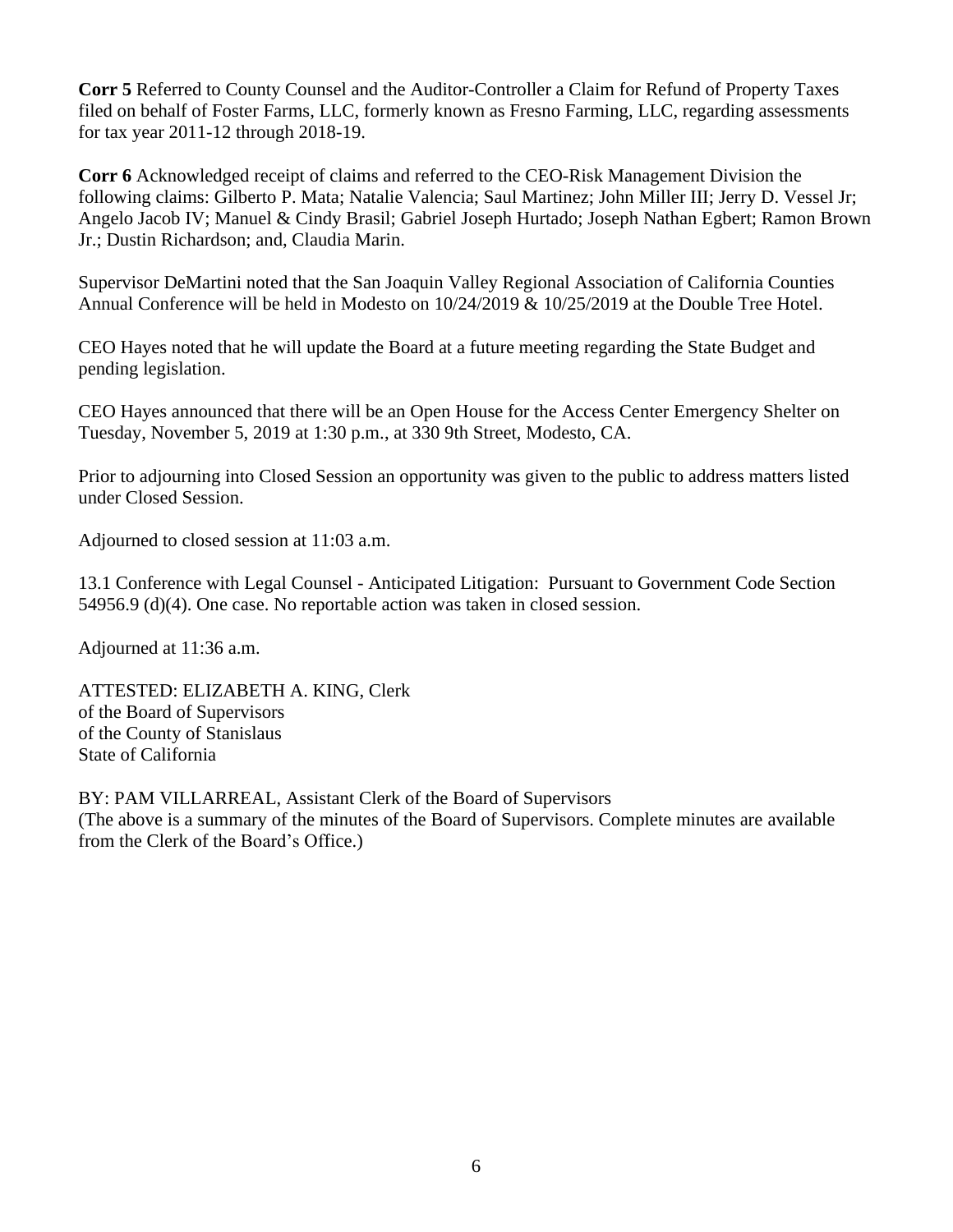**Corr 5** Referred to County Counsel and the Auditor-Controller a Claim for Refund of Property Taxes filed on behalf of Foster Farms, LLC, formerly known as Fresno Farming, LLC, regarding assessments for tax year 2011-12 through 2018-19.

**Corr 6** Acknowledged receipt of claims and referred to the CEO-Risk Management Division the following claims: Gilberto P. Mata; Natalie Valencia; Saul Martinez; John Miller III; Jerry D. Vessel Jr; Angelo Jacob IV; Manuel & Cindy Brasil; Gabriel Joseph Hurtado; Joseph Nathan Egbert; Ramon Brown Jr.; Dustin Richardson; and, Claudia Marin.

Supervisor DeMartini noted that the San Joaquin Valley Regional Association of California Counties Annual Conference will be held in Modesto on 10/24/2019 & 10/25/2019 at the Double Tree Hotel.

CEO Hayes noted that he will update the Board at a future meeting regarding the State Budget and pending legislation.

CEO Hayes announced that there will be an Open House for the Access Center Emergency Shelter on Tuesday, November 5, 2019 at 1:30 p.m., at 330 9th Street, Modesto, CA.

Prior to adjourning into Closed Session an opportunity was given to the public to address matters listed under Closed Session.

Adjourned to closed session at 11:03 a.m.

13.1 Conference with Legal Counsel - Anticipated Litigation: Pursuant to Government Code Section 54956.9 (d)(4). One case. No reportable action was taken in closed session.

Adjourned at 11:36 a.m.

ATTESTED: ELIZABETH A. KING, Clerk
of the Board of Supervisors
of the County of Stanislaus
State of California

BY: PAM VILLARREAL, Assistant Clerk of the Board of Supervisors
(The above is a summary of the minutes of the Board of Supervisors. Complete minutes are available from the Clerk of the Board's Office.)